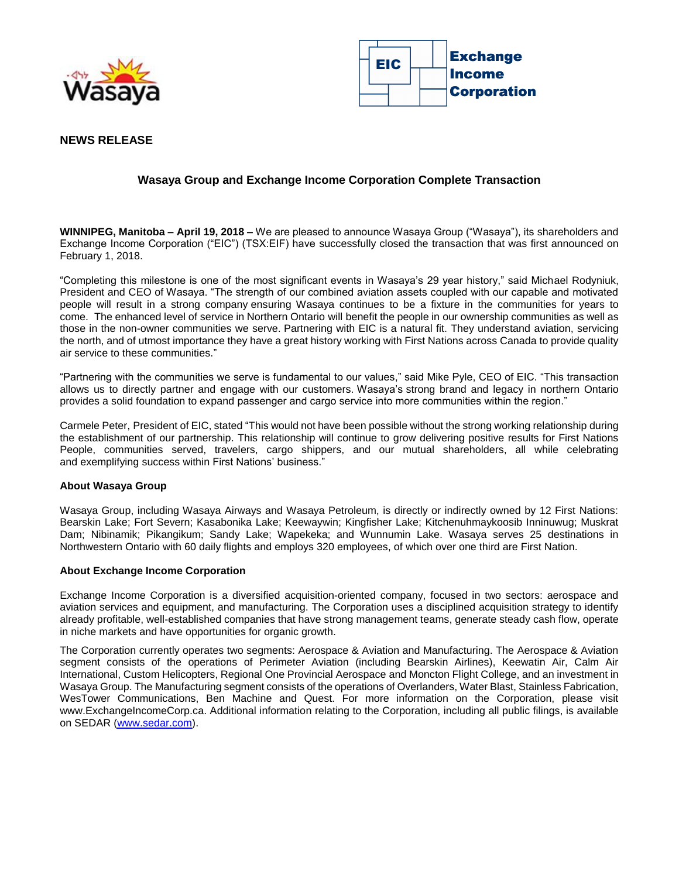**NEWS RELEASE**

## Wasaya Group and Exchange Income Corporation Complete Transaction

**WINNIPEG, Manitoba – April 19, 2018 –** We are pleased to announce Wasaya Group ("Wasaya"), its shareholders and Exchange Income Corporation ("EIC") (TSX:EIF) have successfully closed the transaction that was first announced on February 1, 2018.

"Completing this milestone is one of the most significant events in Wasaya's 29 year history," said Michael Rodyniuk, President and CEO of Wasaya. "The strength of our combined aviation assets coupled with our capable and motivated people will result in a strong company ensuring Wasaya continues to be a fixture in the communities for years to come. The enhanced level of service in Northern Ontario will benefit the people in our ownership communities as well as those in the non-owner communities we serve. Partnering with EIC is a natural fit. They understand aviation, servicing the north, and of utmost importance they have a great history working with First Nations across Canada to provide quality air service to these communities."

"Partnering with the communities we serve is fundamental to our values," said Mike Pyle, CEO of EIC. "This transaction allows us to directly partner and engage with our customers. Wasaya's strong brand and legacy in northern Ontario provides a solid foundation to expand passenger and cargo service into more communities within the region."

Carmele Peter, President of EIC, stated "This would not have been possible without the strong working relationship during the establishment of our partnership. This relationship will continue to grow delivering positive results for First Nations People, communities served, travelers, cargo shippers, and our mutual shareholders, all while celebrating and exemplifying success within First Nations' business."

**About Wasaya Group**

Wasaya Group, including Wasaya Airways and Wasaya Petroleum, is directly or indirectly owned by 12 First Nations: Bearskin Lake; Fort Severn; Kasabonika Lake; Keewaywin; Kingfisher Lake; Kitchenuhmaykoosib Inninuwug; Muskrat Dam; Nibinamik; Pikangikum; Sandy Lake; Wapekeka; and Wunnumin Lake. Wasaya serves 25 destinations in Northwestern Ontario with 60 daily flights and employs 320 employees, of which over one third are First Nation.

**About Exchange Income Corporation**

Exchange Income Corporation is a diversified acquisition-oriented company, focused in two sectors: aerospace and aviation services and equipment, and manufacturing. The Corporation uses a disciplined acquisition strategy to identify already profitable, well-established companies that have strong management teams, generate steady cash flow, operate in niche markets and have opportunities for organic growth.

The Corporation currently operates two segments: Aerospace & Aviation and Manufacturing. The Aerospace & Aviation segment consists of the operations of Perimeter Aviation (including Bearskin Airlines), Keewatin Air, Calm Air International, Custom Helicopters, Regional One Provincial Aerospace and Moncton Flight College, and an investment in Wasaya Group. The Manufacturing segment consists of the operations of Overlanders, Water Blast, Stainless Fabrication, WesTower Communications, Ben Machine and Quest. For more information on the Corporation, please visit www.ExchangeIncomeCorp.ca. Additional information relating to the Corporation, including all public filings, is available on SEDAR (www.sedar.com).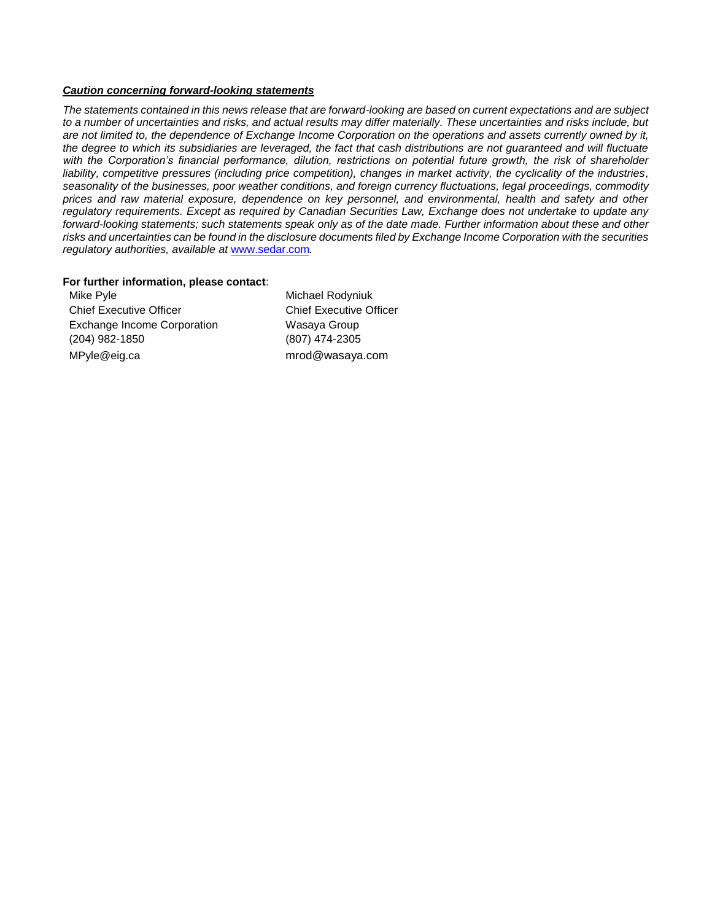***Caution concerning forward-looking statements***

*The statements contained in this news release that are forward-looking are based on current expectations and are subject to a number of uncertainties and risks, and actual results may differ materially. These uncertainties and risks include, but are not limited to, the dependence of Exchange Income Corporation on the operations and assets currently owned by it, the degree to which its subsidiaries are leveraged, the fact that cash distributions are not guaranteed and will fluctuate with the Corporation's financial performance, dilution, restrictions on potential future growth, the risk of shareholder liability, competitive pressures (including price competition), changes in market activity, the cyclicality of the industries, seasonality of the businesses, poor weather conditions, and foreign currency fluctuations, legal proceedings, commodity prices and raw material exposure, dependence on key personnel, and environmental, health and safety and other regulatory requirements. Except as required by Canadian Securities Law, Exchange does not undertake to update any forward-looking statements; such statements speak only as of the date made. Further information about these and other risks and uncertainties can be found in the disclosure documents filed by Exchange Income Corporation with the securities regulatory authorities, available at* [www.sedar.com](http://www.sedar.com)*.*

**For further information, please contact**:

Mike Pyle
Chief Executive Officer
Exchange Income Corporation
(204) 982-1850
MPyle@eig.ca

Michael Rodyniuk
Chief Executive Officer
Wasaya Group
(807) 474-2305
mrod@wasaya.com